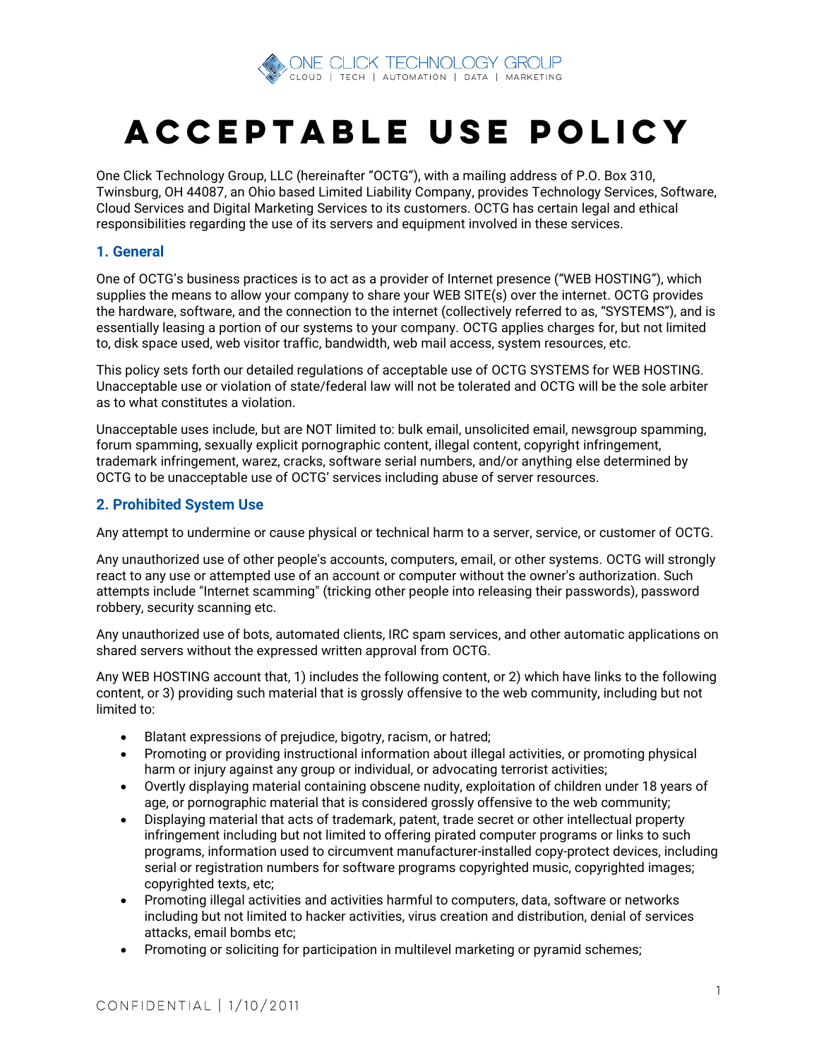# ACCEPTABLE USE POLICY

One Click Technology Group, LLC (hereinafter "OCTG"), with a mailing address of P.O. Box 310, Twinsburg, OH 44087, an Ohio based Limited Liability Company, provides Technology Services, Software, Cloud Services and Digital Marketing Services to its customers. OCTG has certain legal and ethical responsibilities regarding the use of its servers and equipment involved in these services.

## 1. General

One of OCTG's business practices is to act as a provider of Internet presence ("WEB HOSTING"), which supplies the means to allow your company to share your WEB SITE(s) over the internet. OCTG provides the hardware, software, and the connection to the internet (collectively referred to as, "SYSTEMS"), and is essentially leasing a portion of our systems to your company. OCTG applies charges for, but not limited to, disk space used, web visitor traffic, bandwidth, web mail access, system resources, etc.

This policy sets forth our detailed regulations of acceptable use of OCTG SYSTEMS for WEB HOSTING. Unacceptable use or violation of state/federal law will not be tolerated and OCTG will be the sole arbiter as to what constitutes a violation.

Unacceptable uses include, but are NOT limited to: bulk email, unsolicited email, newsgroup spamming, forum spamming, sexually explicit pornographic content, illegal content, copyright infringement, trademark infringement, warez, cracks, software serial numbers, and/or anything else determined by OCTG to be unacceptable use of OCTG' services including abuse of server resources.

## 2. Prohibited System Use

Any attempt to undermine or cause physical or technical harm to a server, service, or customer of OCTG.

Any unauthorized use of other people's accounts, computers, email, or other systems. OCTG will strongly react to any use or attempted use of an account or computer without the owner's authorization. Such attempts include "Internet scamming" (tricking other people into releasing their passwords), password robbery, security scanning etc.

Any unauthorized use of bots, automated clients, IRC spam services, and other automatic applications on shared servers without the expressed written approval from OCTG.

Any WEB HOSTING account that, 1) includes the following content, or 2) which have links to the following content, or 3) providing such material that is grossly offensive to the web community, including but not limited to:

- Blatant expressions of prejudice, bigotry, racism, or hatred;
- Promoting or providing instructional information about illegal activities, or promoting physical harm or injury against any group or individual, or advocating terrorist activities;
- Overtly displaying material containing obscene nudity, exploitation of children under 18 years of age, or pornographic material that is considered grossly offensive to the web community;
- Displaying material that acts of trademark, patent, trade secret or other intellectual property infringement including but not limited to offering pirated computer programs or links to such programs, information used to circumvent manufacturer-installed copy-protect devices, including serial or registration numbers for software programs copyrighted music, copyrighted images; copyrighted texts, etc;
- Promoting illegal activities and activities harmful to computers, data, software or networks including but not limited to hacker activities, virus creation and distribution, denial of services attacks, email bombs etc;
- Promoting or soliciting for participation in multilevel marketing or pyramid schemes;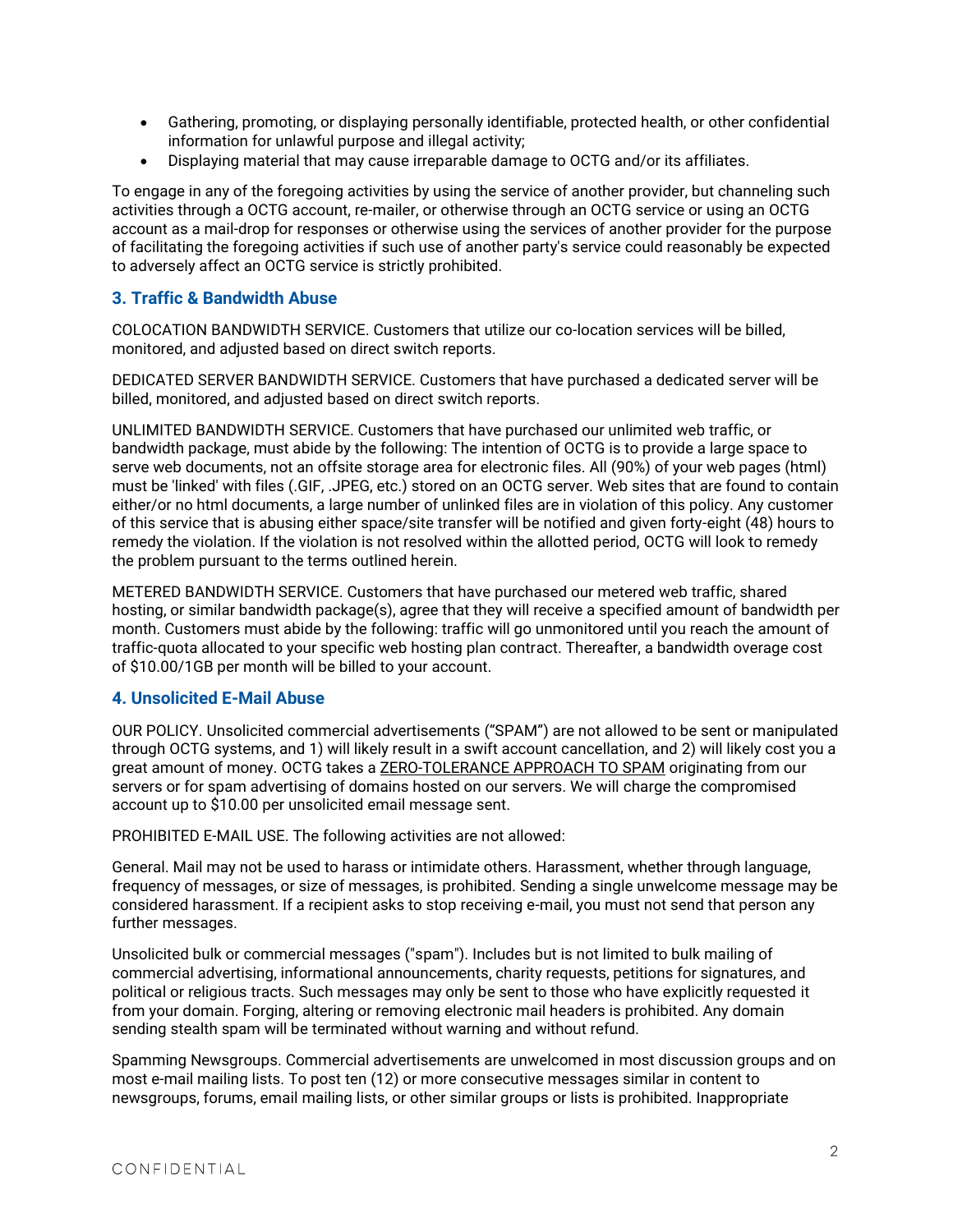- Gathering, promoting, or displaying personally identifiable, protected health, or other confidential information for unlawful purpose and illegal activity;
- Displaying material that may cause irreparable damage to OCTG and/or its affiliates.

To engage in any of the foregoing activities by using the service of another provider, but channeling such activities through a OCTG account, re-mailer, or otherwise through an OCTG service or using an OCTG account as a mail-drop for responses or otherwise using the services of another provider for the purpose of facilitating the foregoing activities if such use of another party's service could reasonably be expected to adversely affect an OCTG service is strictly prohibited.

## 3. Traffic & Bandwidth Abuse

COLOCATION BANDWIDTH SERVICE. Customers that utilize our co-location services will be billed, monitored, and adjusted based on direct switch reports.

DEDICATED SERVER BANDWIDTH SERVICE. Customers that have purchased a dedicated server will be billed, monitored, and adjusted based on direct switch reports.

UNLIMITED BANDWIDTH SERVICE. Customers that have purchased our unlimited web traffic, or bandwidth package, must abide by the following: The intention of OCTG is to provide a large space to serve web documents, not an offsite storage area for electronic files. All (90%) of your web pages (html) must be 'linked' with files (.GIF, .JPEG, etc.) stored on an OCTG server. Web sites that are found to contain either/or no html documents, a large number of unlinked files are in violation of this policy. Any customer of this service that is abusing either space/site transfer will be notified and given forty-eight (48) hours to remedy the violation. If the violation is not resolved within the allotted period, OCTG will look to remedy the problem pursuant to the terms outlined herein.

METERED BANDWIDTH SERVICE. Customers that have purchased our metered web traffic, shared hosting, or similar bandwidth package(s), agree that they will receive a specified amount of bandwidth per month. Customers must abide by the following: traffic will go unmonitored until you reach the amount of traffic-quota allocated to your specific web hosting plan contract. Thereafter, a bandwidth overage cost of $10.00/1GB per month will be billed to your account.

## 4. Unsolicited E-Mail Abuse

OUR POLICY. Unsolicited commercial advertisements ("SPAM") are not allowed to be sent or manipulated through OCTG systems, and 1) will likely result in a swift account cancellation, and 2) will likely cost you a great amount of money. OCTG takes a ZERO-TOLERANCE APPROACH TO SPAM originating from our servers or for spam advertising of domains hosted on our servers. We will charge the compromised account up to $10.00 per unsolicited email message sent.

PROHIBITED E-MAIL USE. The following activities are not allowed:

General. Mail may not be used to harass or intimidate others. Harassment, whether through language, frequency of messages, or size of messages, is prohibited. Sending a single unwelcome message may be considered harassment. If a recipient asks to stop receiving e-mail, you must not send that person any further messages.

Unsolicited bulk or commercial messages ("spam"). Includes but is not limited to bulk mailing of commercial advertising, informational announcements, charity requests, petitions for signatures, and political or religious tracts. Such messages may only be sent to those who have explicitly requested it from your domain. Forging, altering or removing electronic mail headers is prohibited. Any domain sending stealth spam will be terminated without warning and without refund.

Spamming Newsgroups. Commercial advertisements are unwelcomed in most discussion groups and on most e-mail mailing lists. To post ten (12) or more consecutive messages similar in content to newsgroups, forums, email mailing lists, or other similar groups or lists is prohibited. Inappropriate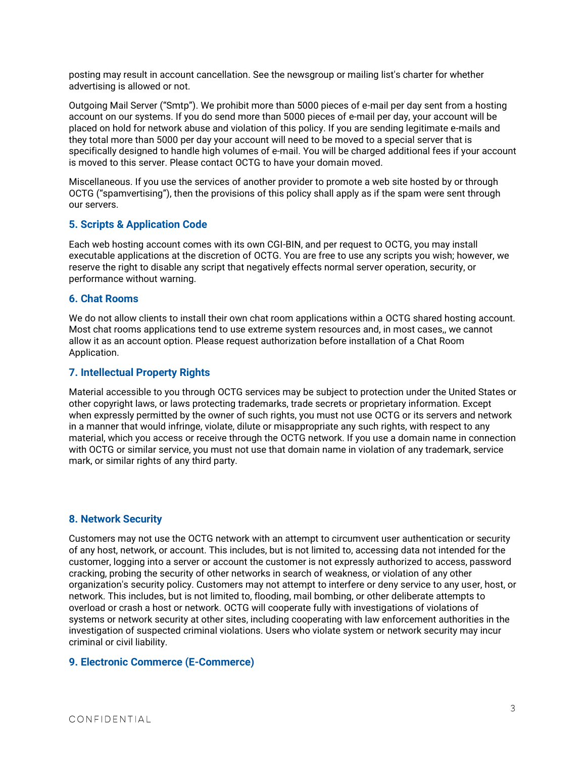posting may result in account cancellation. See the newsgroup or mailing list's charter for whether advertising is allowed or not.

Outgoing Mail Server ("Smtp"). We prohibit more than 5000 pieces of e-mail per day sent from a hosting account on our systems. If you do send more than 5000 pieces of e-mail per day, your account will be placed on hold for network abuse and violation of this policy. If you are sending legitimate e-mails and they total more than 5000 per day your account will need to be moved to a special server that is specifically designed to handle high volumes of e-mail. You will be charged additional fees if your account is moved to this server. Please contact OCTG to have your domain moved.

Miscellaneous. If you use the services of another provider to promote a web site hosted by or through OCTG ("spamvertising"), then the provisions of this policy shall apply as if the spam were sent through our servers.

## 5. Scripts & Application Code

Each web hosting account comes with its own CGI-BIN, and per request to OCTG, you may install executable applications at the discretion of OCTG. You are free to use any scripts you wish; however, we reserve the right to disable any script that negatively effects normal server operation, security, or performance without warning.

## 6. Chat Rooms

We do not allow clients to install their own chat room applications within a OCTG shared hosting account. Most chat rooms applications tend to use extreme system resources and, in most cases,, we cannot allow it as an account option. Please request authorization before installation of a Chat Room Application.

## 7. Intellectual Property Rights

Material accessible to you through OCTG services may be subject to protection under the United States or other copyright laws, or laws protecting trademarks, trade secrets or proprietary information. Except when expressly permitted by the owner of such rights, you must not use OCTG or its servers and network in a manner that would infringe, violate, dilute or misappropriate any such rights, with respect to any material, which you access or receive through the OCTG network. If you use a domain name in connection with OCTG or similar service, you must not use that domain name in violation of any trademark, service mark, or similar rights of any third party.

## 8. Network Security

Customers may not use the OCTG network with an attempt to circumvent user authentication or security of any host, network, or account. This includes, but is not limited to, accessing data not intended for the customer, logging into a server or account the customer is not expressly authorized to access, password cracking, probing the security of other networks in search of weakness, or violation of any other organization's security policy. Customers may not attempt to interfere or deny service to any user, host, or network. This includes, but is not limited to, flooding, mail bombing, or other deliberate attempts to overload or crash a host or network. OCTG will cooperate fully with investigations of violations of systems or network security at other sites, including cooperating with law enforcement authorities in the investigation of suspected criminal violations. Users who violate system or network security may incur criminal or civil liability.

## 9. Electronic Commerce (E-Commerce)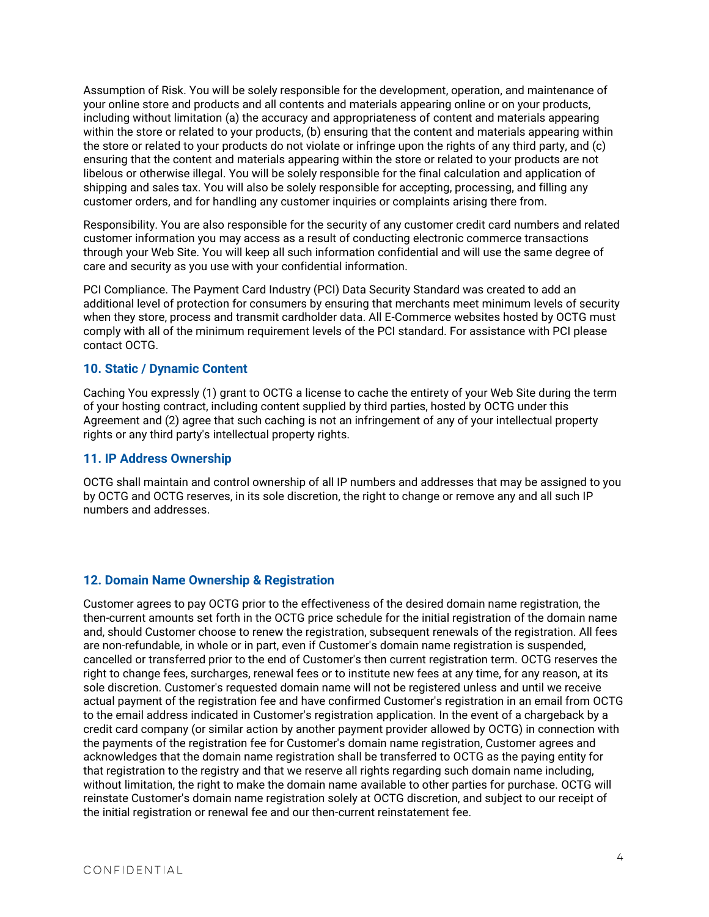Assumption of Risk. You will be solely responsible for the development, operation, and maintenance of your online store and products and all contents and materials appearing online or on your products, including without limitation (a) the accuracy and appropriateness of content and materials appearing within the store or related to your products, (b) ensuring that the content and materials appearing within the store or related to your products do not violate or infringe upon the rights of any third party, and (c) ensuring that the content and materials appearing within the store or related to your products are not libelous or otherwise illegal. You will be solely responsible for the final calculation and application of shipping and sales tax. You will also be solely responsible for accepting, processing, and filling any customer orders, and for handling any customer inquiries or complaints arising there from.

Responsibility. You are also responsible for the security of any customer credit card numbers and related customer information you may access as a result of conducting electronic commerce transactions through your Web Site. You will keep all such information confidential and will use the same degree of care and security as you use with your confidential information.

PCI Compliance. The Payment Card Industry (PCI) Data Security Standard was created to add an additional level of protection for consumers by ensuring that merchants meet minimum levels of security when they store, process and transmit cardholder data. All E-Commerce websites hosted by OCTG must comply with all of the minimum requirement levels of the PCI standard. For assistance with PCI please contact OCTG.

## 10. Static / Dynamic Content

Caching You expressly (1) grant to OCTG a license to cache the entirety of your Web Site during the term of your hosting contract, including content supplied by third parties, hosted by OCTG under this Agreement and (2) agree that such caching is not an infringement of any of your intellectual property rights or any third party's intellectual property rights.

## 11. IP Address Ownership

OCTG shall maintain and control ownership of all IP numbers and addresses that may be assigned to you by OCTG and OCTG reserves, in its sole discretion, the right to change or remove any and all such IP numbers and addresses.

## 12. Domain Name Ownership & Registration

Customer agrees to pay OCTG prior to the effectiveness of the desired domain name registration, the then-current amounts set forth in the OCTG price schedule for the initial registration of the domain name and, should Customer choose to renew the registration, subsequent renewals of the registration. All fees are non-refundable, in whole or in part, even if Customer's domain name registration is suspended, cancelled or transferred prior to the end of Customer's then current registration term. OCTG reserves the right to change fees, surcharges, renewal fees or to institute new fees at any time, for any reason, at its sole discretion. Customer's requested domain name will not be registered unless and until we receive actual payment of the registration fee and have confirmed Customer's registration in an email from OCTG to the email address indicated in Customer's registration application. In the event of a chargeback by a credit card company (or similar action by another payment provider allowed by OCTG) in connection with the payments of the registration fee for Customer's domain name registration, Customer agrees and acknowledges that the domain name registration shall be transferred to OCTG as the paying entity for that registration to the registry and that we reserve all rights regarding such domain name including, without limitation, the right to make the domain name available to other parties for purchase. OCTG will reinstate Customer's domain name registration solely at OCTG discretion, and subject to our receipt of the initial registration or renewal fee and our then-current reinstatement fee.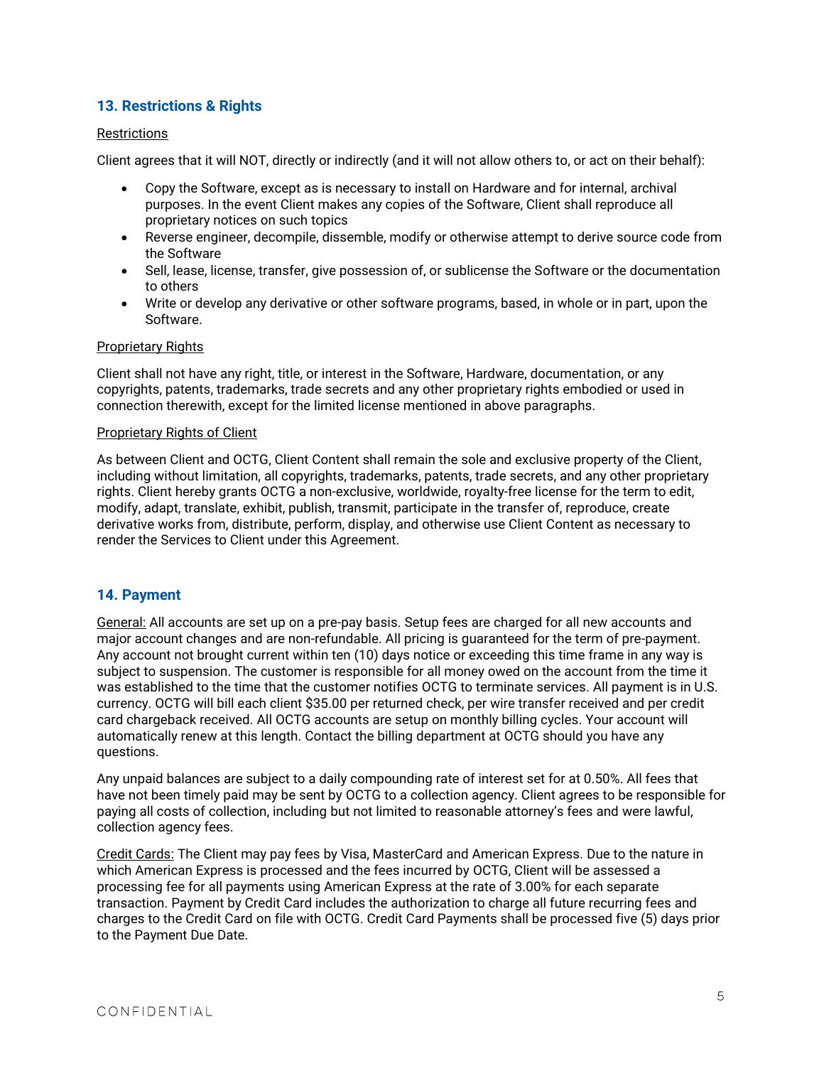## 13. Restrictions & Rights

Restrictions

Client agrees that it will NOT, directly or indirectly (and it will not allow others to, or act on their behalf):

- Copy the Software, except as is necessary to install on Hardware and for internal, archival purposes. In the event Client makes any copies of the Software, Client shall reproduce all proprietary notices on such topics
- Reverse engineer, decompile, dissemble, modify or otherwise attempt to derive source code from the Software
- Sell, lease, license, transfer, give possession of, or sublicense the Software or the documentation to others
- Write or develop any derivative or other software programs, based, in whole or in part, upon the Software.

Proprietary Rights

Client shall not have any right, title, or interest in the Software, Hardware, documentation, or any copyrights, patents, trademarks, trade secrets and any other proprietary rights embodied or used in connection therewith, except for the limited license mentioned in above paragraphs.

Proprietary Rights of Client

As between Client and OCTG, Client Content shall remain the sole and exclusive property of the Client, including without limitation, all copyrights, trademarks, patents, trade secrets, and any other proprietary rights. Client hereby grants OCTG a non-exclusive, worldwide, royalty-free license for the term to edit, modify, adapt, translate, exhibit, publish, transmit, participate in the transfer of, reproduce, create derivative works from, distribute, perform, display, and otherwise use Client Content as necessary to render the Services to Client under this Agreement.

## 14. Payment

General: All accounts are set up on a pre-pay basis. Setup fees are charged for all new accounts and major account changes and are non-refundable. All pricing is guaranteed for the term of pre-payment. Any account not brought current within ten (10) days notice or exceeding this time frame in any way is subject to suspension. The customer is responsible for all money owed on the account from the time it was established to the time that the customer notifies OCTG to terminate services. All payment is in U.S. currency. OCTG will bill each client $35.00 per returned check, per wire transfer received and per credit card chargeback received. All OCTG accounts are setup on monthly billing cycles. Your account will automatically renew at this length. Contact the billing department at OCTG should you have any questions.

Any unpaid balances are subject to a daily compounding rate of interest set for at 0.50%. All fees that have not been timely paid may be sent by OCTG to a collection agency. Client agrees to be responsible for paying all costs of collection, including but not limited to reasonable attorney's fees and were lawful, collection agency fees.

Credit Cards: The Client may pay fees by Visa, MasterCard and American Express. Due to the nature in which American Express is processed and the fees incurred by OCTG, Client will be assessed a processing fee for all payments using American Express at the rate of 3.00% for each separate transaction. Payment by Credit Card includes the authorization to charge all future recurring fees and charges to the Credit Card on file with OCTG. Credit Card Payments shall be processed five (5) days prior to the Payment Due Date.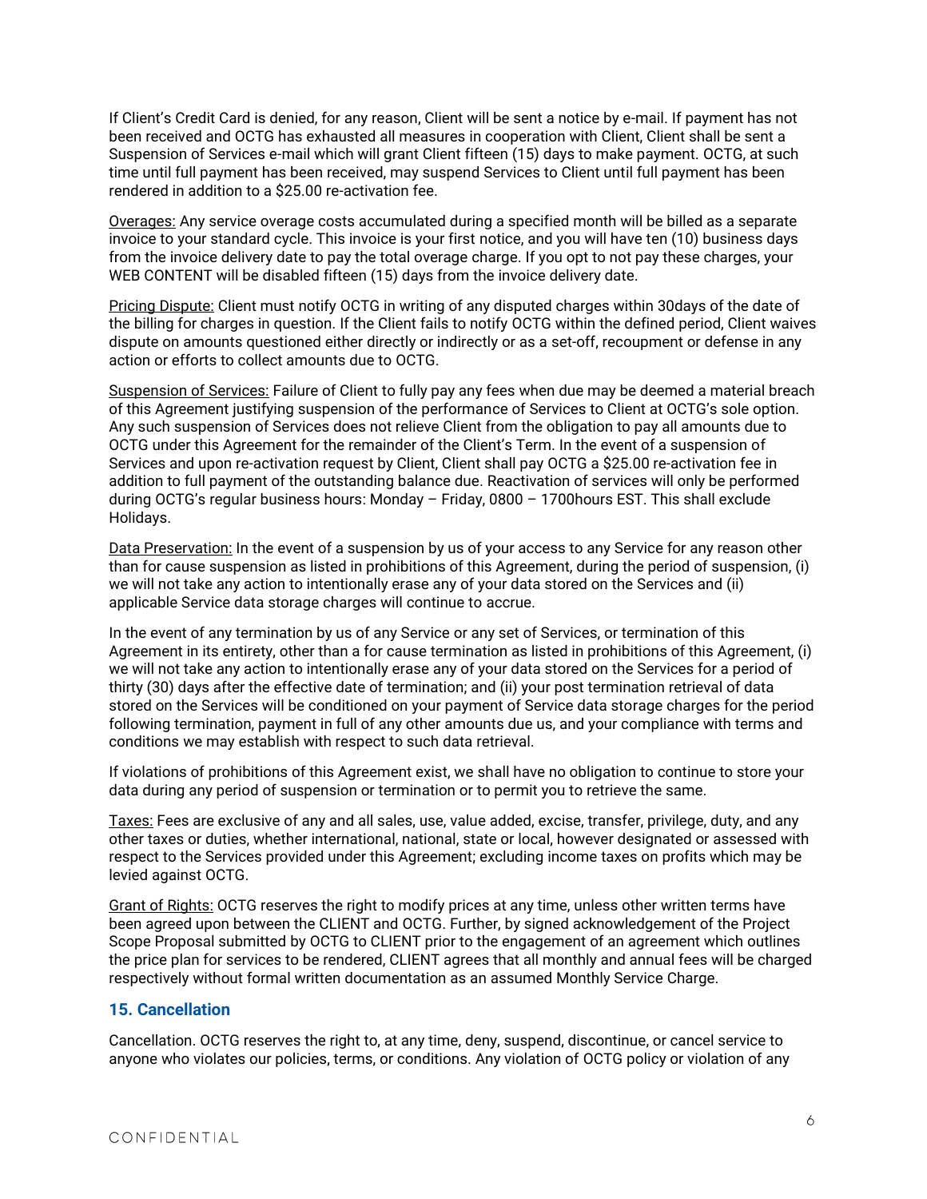If Client's Credit Card is denied, for any reason, Client will be sent a notice by e-mail. If payment has not been received and OCTG has exhausted all measures in cooperation with Client, Client shall be sent a Suspension of Services e-mail which will grant Client fifteen (15) days to make payment. OCTG, at such time until full payment has been received, may suspend Services to Client until full payment has been rendered in addition to a $25.00 re-activation fee.

<u>Overages:</u> Any service overage costs accumulated during a specified month will be billed as a separate invoice to your standard cycle. This invoice is your first notice, and you will have ten (10) business days from the invoice delivery date to pay the total overage charge. If you opt to not pay these charges, your WEB CONTENT will be disabled fifteen (15) days from the invoice delivery date.

<u>Pricing Dispute:</u> Client must notify OCTG in writing of any disputed charges within 30days of the date of the billing for charges in question. If the Client fails to notify OCTG within the defined period, Client waives dispute on amounts questioned either directly or indirectly or as a set-off, recoupment or defense in any action or efforts to collect amounts due to OCTG.

<u>Suspension of Services:</u> Failure of Client to fully pay any fees when due may be deemed a material breach of this Agreement justifying suspension of the performance of Services to Client at OCTG's sole option. Any such suspension of Services does not relieve Client from the obligation to pay all amounts due to OCTG under this Agreement for the remainder of the Client's Term. In the event of a suspension of Services and upon re-activation request by Client, Client shall pay OCTG a $25.00 re-activation fee in addition to full payment of the outstanding balance due. Reactivation of services will only be performed during OCTG's regular business hours: Monday – Friday, 0800 – 1700hours EST. This shall exclude Holidays.

<u>Data Preservation:</u> In the event of a suspension by us of your access to any Service for any reason other than for cause suspension as listed in prohibitions of this Agreement, during the period of suspension, (i) we will not take any action to intentionally erase any of your data stored on the Services and (ii) applicable Service data storage charges will continue to accrue.

In the event of any termination by us of any Service or any set of Services, or termination of this Agreement in its entirety, other than a for cause termination as listed in prohibitions of this Agreement, (i) we will not take any action to intentionally erase any of your data stored on the Services for a period of thirty (30) days after the effective date of termination; and (ii) your post termination retrieval of data stored on the Services will be conditioned on your payment of Service data storage charges for the period following termination, payment in full of any other amounts due us, and your compliance with terms and conditions we may establish with respect to such data retrieval.

If violations of prohibitions of this Agreement exist, we shall have no obligation to continue to store your data during any period of suspension or termination or to permit you to retrieve the same.

<u>Taxes:</u> Fees are exclusive of any and all sales, use, value added, excise, transfer, privilege, duty, and any other taxes or duties, whether international, national, state or local, however designated or assessed with respect to the Services provided under this Agreement; excluding income taxes on profits which may be levied against OCTG.

<u>Grant of Rights:</u> OCTG reserves the right to modify prices at any time, unless other written terms have been agreed upon between the CLIENT and OCTG. Further, by signed acknowledgement of the Project Scope Proposal submitted by OCTG to CLIENT prior to the engagement of an agreement which outlines the price plan for services to be rendered, CLIENT agrees that all monthly and annual fees will be charged respectively without formal written documentation as an assumed Monthly Service Charge.

## 15. Cancellation

Cancellation. OCTG reserves the right to, at any time, deny, suspend, discontinue, or cancel service to anyone who violates our policies, terms, or conditions. Any violation of OCTG policy or violation of any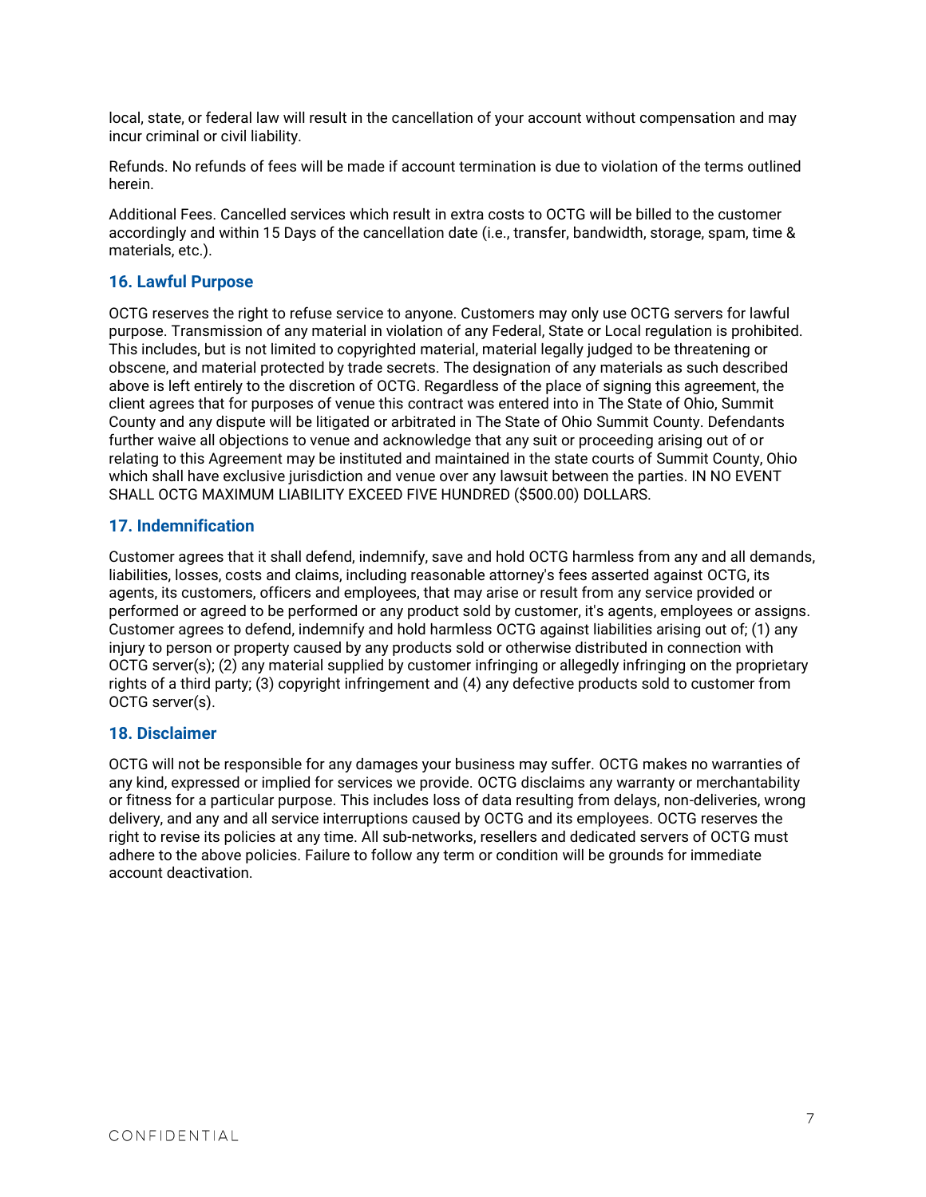local, state, or federal law will result in the cancellation of your account without compensation and may incur criminal or civil liability.

Refunds. No refunds of fees will be made if account termination is due to violation of the terms outlined herein.

Additional Fees. Cancelled services which result in extra costs to OCTG will be billed to the customer accordingly and within 15 Days of the cancellation date (i.e., transfer, bandwidth, storage, spam, time & materials, etc.).

## 16. Lawful Purpose

OCTG reserves the right to refuse service to anyone. Customers may only use OCTG servers for lawful purpose. Transmission of any material in violation of any Federal, State or Local regulation is prohibited. This includes, but is not limited to copyrighted material, material legally judged to be threatening or obscene, and material protected by trade secrets. The designation of any materials as such described above is left entirely to the discretion of OCTG. Regardless of the place of signing this agreement, the client agrees that for purposes of venue this contract was entered into in The State of Ohio, Summit County and any dispute will be litigated or arbitrated in The State of Ohio Summit County. Defendants further waive all objections to venue and acknowledge that any suit or proceeding arising out of or relating to this Agreement may be instituted and maintained in the state courts of Summit County, Ohio which shall have exclusive jurisdiction and venue over any lawsuit between the parties. IN NO EVENT SHALL OCTG MAXIMUM LIABILITY EXCEED FIVE HUNDRED ($500.00) DOLLARS.

## 17. Indemnification

Customer agrees that it shall defend, indemnify, save and hold OCTG harmless from any and all demands, liabilities, losses, costs and claims, including reasonable attorney's fees asserted against OCTG, its agents, its customers, officers and employees, that may arise or result from any service provided or performed or agreed to be performed or any product sold by customer, it's agents, employees or assigns. Customer agrees to defend, indemnify and hold harmless OCTG against liabilities arising out of; (1) any injury to person or property caused by any products sold or otherwise distributed in connection with OCTG server(s); (2) any material supplied by customer infringing or allegedly infringing on the proprietary rights of a third party; (3) copyright infringement and (4) any defective products sold to customer from OCTG server(s).

## 18. Disclaimer

OCTG will not be responsible for any damages your business may suffer. OCTG makes no warranties of any kind, expressed or implied for services we provide. OCTG disclaims any warranty or merchantability or fitness for a particular purpose. This includes loss of data resulting from delays, non-deliveries, wrong delivery, and any and all service interruptions caused by OCTG and its employees. OCTG reserves the right to revise its policies at any time. All sub-networks, resellers and dedicated servers of OCTG must adhere to the above policies. Failure to follow any term or condition will be grounds for immediate account deactivation.